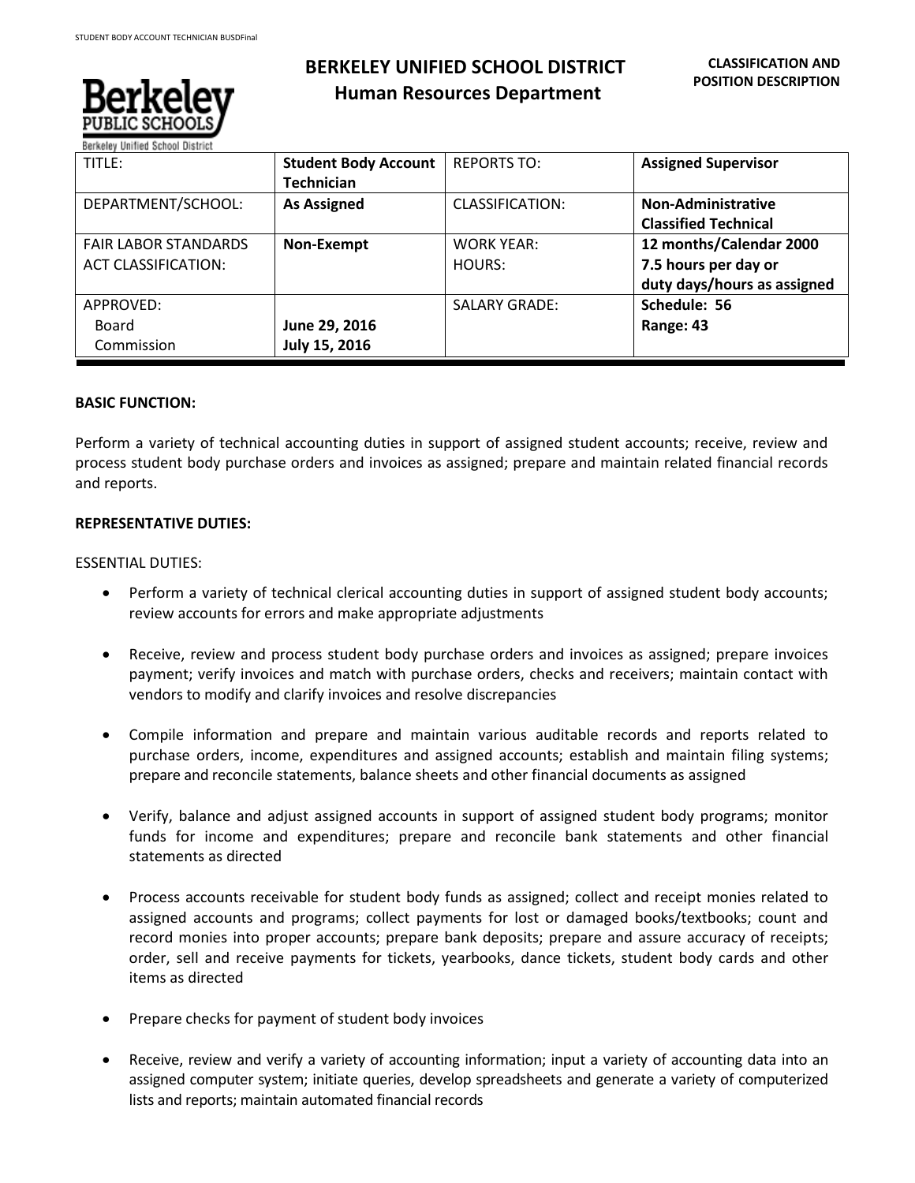# BERKELEY UNIFIED SCHOOL DISTRICT
## Human Resources Department

**CLASSIFICATION AND POSITION DESCRIPTION**

Berkeley Public Schools
Berkeley Unified School District

| TITLE: | **Student Body Account Technician** | REPORTS TO: | **Assigned Supervisor** |
|---|---|---|---|
| DEPARTMENT/SCHOOL: | **As Assigned** | CLASSIFICATION: | **Non-Administrative Classified Technical** |
| FAIR LABOR STANDARDS ACT CLASSIFICATION: | **Non-Exempt** | WORK YEAR: HOURS: | **12 months/Calendar 2000 7.5 hours per day or duty days/hours as assigned** |
| APPROVED: Board Commission | **June 29, 2016 July 15, 2016** | SALARY GRADE: | **Schedule: 56 Range: 43** |

**BASIC FUNCTION:**

Perform a variety of technical accounting duties in support of assigned student accounts; receive, review and process student body purchase orders and invoices as assigned; prepare and maintain related financial records and reports.

**REPRESENTATIVE DUTIES:**

ESSENTIAL DUTIES:

- Perform a variety of technical clerical accounting duties in support of assigned student body accounts; review accounts for errors and make appropriate adjustments
- Receive, review and process student body purchase orders and invoices as assigned; prepare invoices payment; verify invoices and match with purchase orders, checks and receivers; maintain contact with vendors to modify and clarify invoices and resolve discrepancies
- Compile information and prepare and maintain various auditable records and reports related to purchase orders, income, expenditures and assigned accounts; establish and maintain filing systems; prepare and reconcile statements, balance sheets and other financial documents as assigned
- Verify, balance and adjust assigned accounts in support of assigned student body programs; monitor funds for income and expenditures; prepare and reconcile bank statements and other financial statements as directed
- Process accounts receivable for student body funds as assigned; collect and receipt monies related to assigned accounts and programs; collect payments for lost or damaged books/textbooks; count and record monies into proper accounts; prepare bank deposits; prepare and assure accuracy of receipts; order, sell and receive payments for tickets, yearbooks, dance tickets, student body cards and other items as directed
- Prepare checks for payment of student body invoices
- Receive, review and verify a variety of accounting information; input a variety of accounting data into an assigned computer system; initiate queries, develop spreadsheets and generate a variety of computerized lists and reports; maintain automated financial records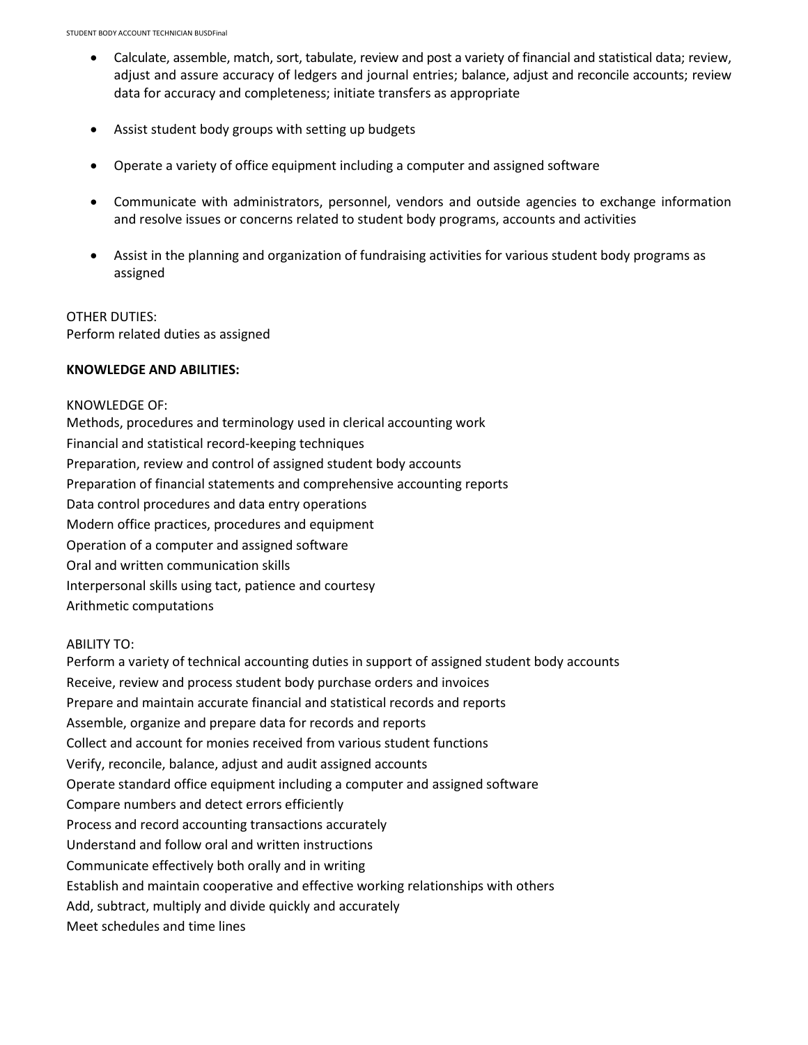- Calculate, assemble, match, sort, tabulate, review and post a variety of financial and statistical data; review, adjust and assure accuracy of ledgers and journal entries; balance, adjust and reconcile accounts; review data for accuracy and completeness; initiate transfers as appropriate

- Assist student body groups with setting up budgets

- Operate a variety of office equipment including a computer and assigned software

- Communicate with administrators, personnel, vendors and outside agencies to exchange information and resolve issues or concerns related to student body programs, accounts and activities

- Assist in the planning and organization of fundraising activities for various student body programs as assigned

OTHER DUTIES:
Perform related duties as assigned

**KNOWLEDGE AND ABILITIES:**

KNOWLEDGE OF:
Methods, procedures and terminology used in clerical accounting work
Financial and statistical record-keeping techniques
Preparation, review and control of assigned student body accounts
Preparation of financial statements and comprehensive accounting reports
Data control procedures and data entry operations
Modern office practices, procedures and equipment
Operation of a computer and assigned software
Oral and written communication skills
Interpersonal skills using tact, patience and courtesy
Arithmetic computations

ABILITY TO:
Perform a variety of technical accounting duties in support of assigned student body accounts
Receive, review and process student body purchase orders and invoices
Prepare and maintain accurate financial and statistical records and reports
Assemble, organize and prepare data for records and reports
Collect and account for monies received from various student functions
Verify, reconcile, balance, adjust and audit assigned accounts
Operate standard office equipment including a computer and assigned software
Compare numbers and detect errors efficiently
Process and record accounting transactions accurately
Understand and follow oral and written instructions
Communicate effectively both orally and in writing
Establish and maintain cooperative and effective working relationships with others
Add, subtract, multiply and divide quickly and accurately
Meet schedules and time lines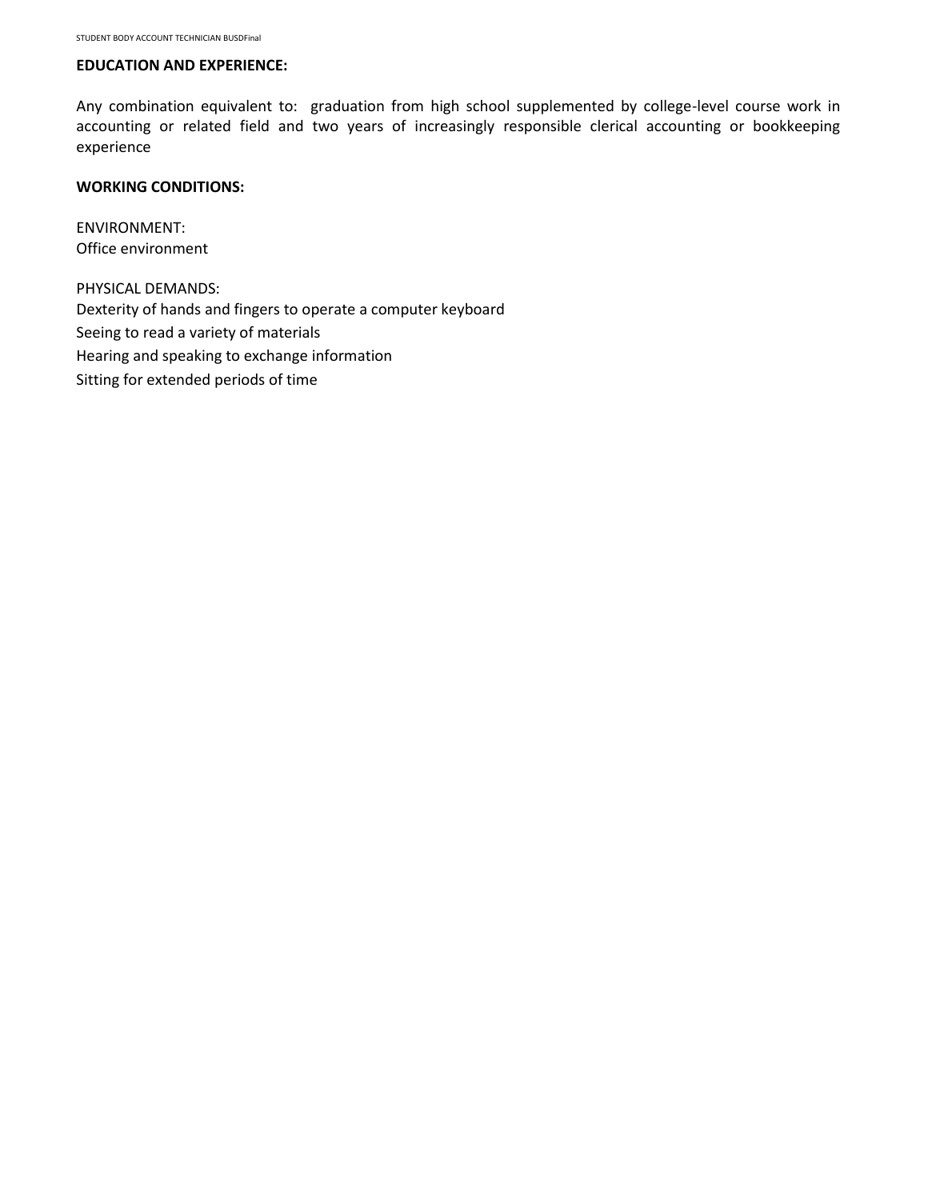**EDUCATION AND EXPERIENCE:**

Any combination equivalent to: graduation from high school supplemented by college-level course work in accounting or related field and two years of increasingly responsible clerical accounting or bookkeeping experience

**WORKING CONDITIONS:**

ENVIRONMENT:
Office environment

PHYSICAL DEMANDS:
Dexterity of hands and fingers to operate a computer keyboard
Seeing to read a variety of materials
Hearing and speaking to exchange information
Sitting for extended periods of time